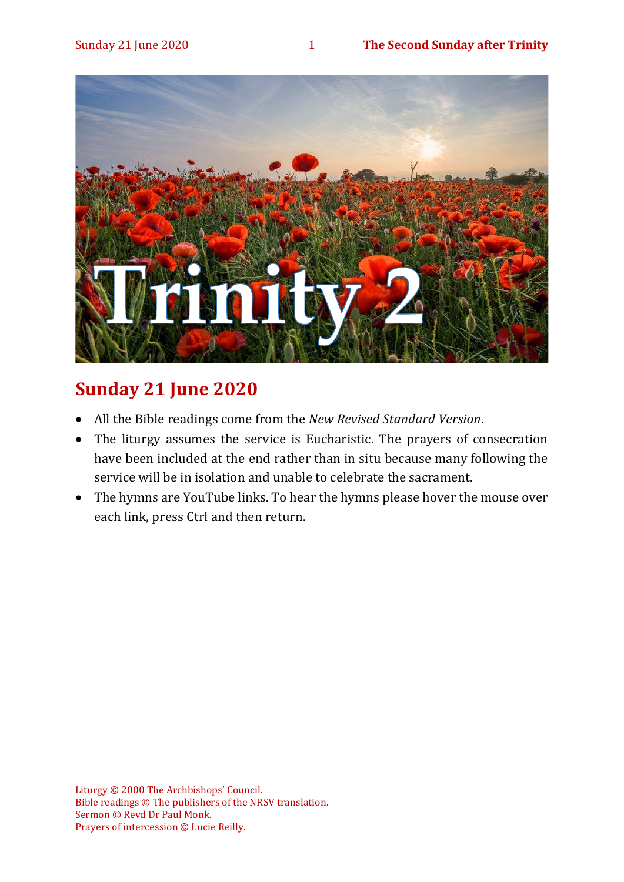# Trinity 2

## Sunday 21 June 2020

- All the Bible readings come from the *New Revised Standard Version*.
- The liturgy assumes the service is Eucharistic. The prayers of consecration have been included at the end rather than in situ because many following the service will be in isolation and unable to celebrate the sacrament.
- The hymns are YouTube links. To hear the hymns please hover the mouse over each link, press Ctrl and then return.

Liturgy © 2000 The Archbishops' Council.
Bible readings © The publishers of the NRSV translation.
Sermon © Revd Dr Paul Monk.
Prayers of intercession © Lucie Reilly.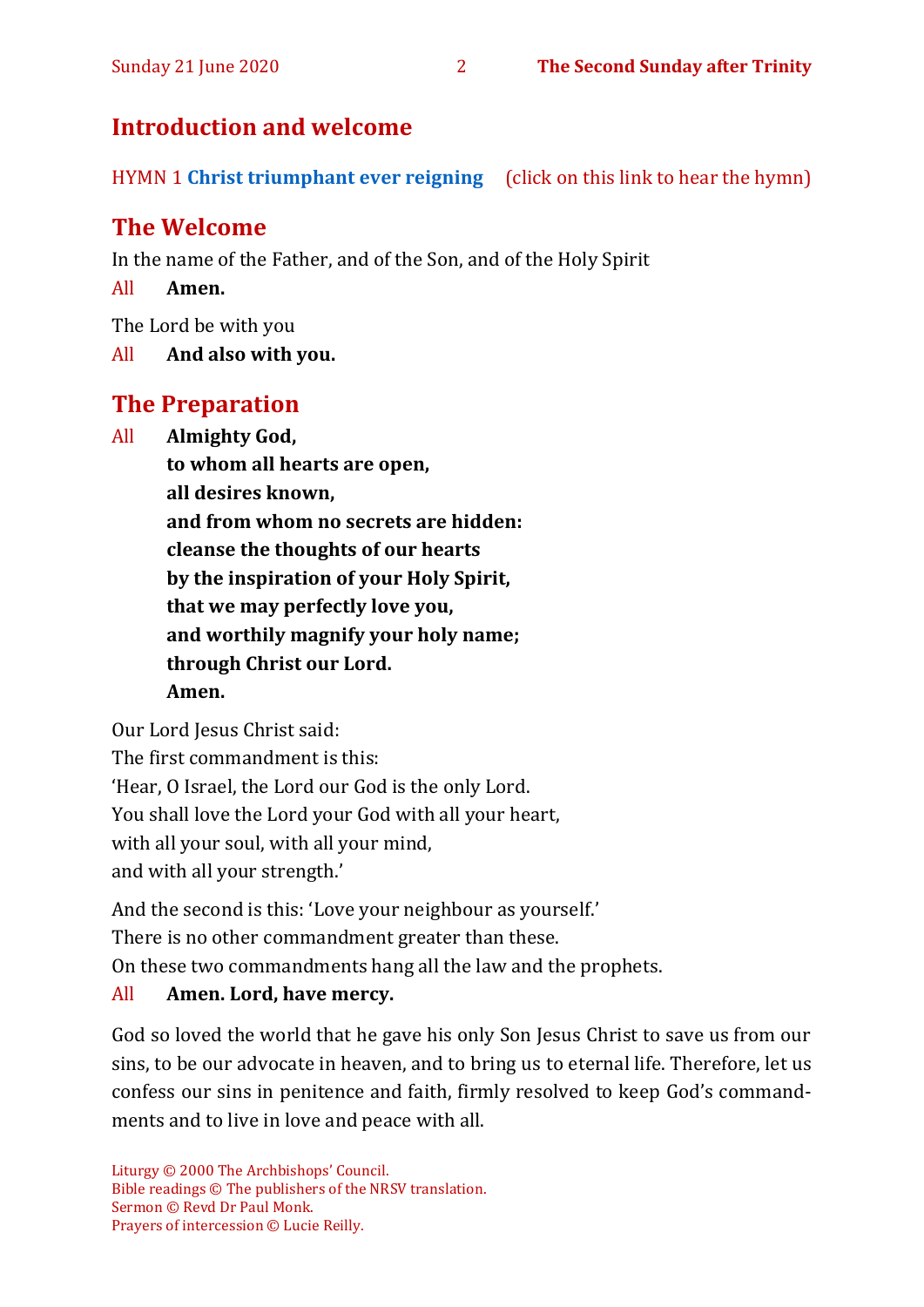## Introduction and welcome

HYMN 1 **Christ triumphant ever reigning** (click on this link to hear the hymn)

## The Welcome

In the name of the Father, and of the Son, and of the Holy Spirit

All **Amen.**

The Lord be with you

All **And also with you.**

## The Preparation

All **Almighty God,**
**to whom all hearts are open,**
**all desires known,**
**and from whom no secrets are hidden:**
**cleanse the thoughts of our hearts**
**by the inspiration of your Holy Spirit,**
**that we may perfectly love you,**
**and worthily magnify your holy name;**
**through Christ our Lord.**
**Amen.**

Our Lord Jesus Christ said:
The first commandment is this:
'Hear, O Israel, the Lord our God is the only Lord.
You shall love the Lord your God with all your heart,
with all your soul, with all your mind,
and with all your strength.'

And the second is this: 'Love your neighbour as yourself.'
There is no other commandment greater than these.
On these two commandments hang all the law and the prophets.

All **Amen. Lord, have mercy.**

God so loved the world that he gave his only Son Jesus Christ to save us from our sins, to be our advocate in heaven, and to bring us to eternal life. Therefore, let us confess our sins in penitence and faith, firmly resolved to keep God's commandments and to live in love and peace with all.

Liturgy © 2000 The Archbishops' Council.
Bible readings © The publishers of the NRSV translation.
Sermon © Revd Dr Paul Monk.
Prayers of intercession © Lucie Reilly.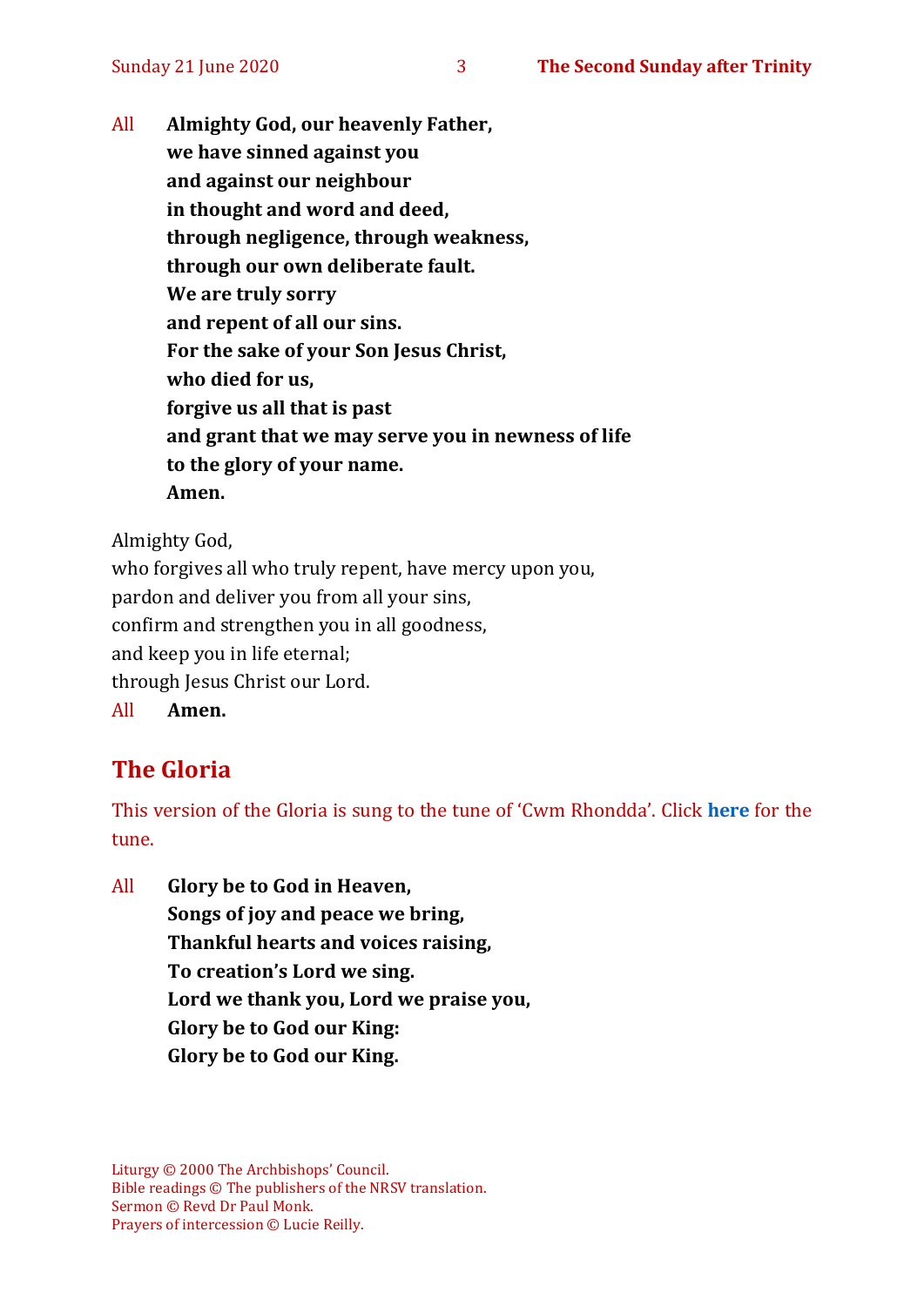All **Almighty God, our heavenly Father,**
**we have sinned against you**
**and against our neighbour**
**in thought and word and deed,**
**through negligence, through weakness,**
**through our own deliberate fault.**
**We are truly sorry**
**and repent of all our sins.**
**For the sake of your Son Jesus Christ,**
**who died for us,**
**forgive us all that is past**
**and grant that we may serve you in newness of life**
**to the glory of your name.**
**Amen.**

Almighty God,
who forgives all who truly repent, have mercy upon you,
pardon and deliver you from all your sins,
confirm and strengthen you in all goodness,
and keep you in life eternal;
through Jesus Christ our Lord.
All **Amen.**

## The Gloria

This version of the Gloria is sung to the tune of 'Cwm Rhondda'. Click **here** for the tune.

All **Glory be to God in Heaven,**
**Songs of joy and peace we bring,**
**Thankful hearts and voices raising,**
**To creation's Lord we sing.**
**Lord we thank you, Lord we praise you,**
**Glory be to God our King:**
**Glory be to God our King.**

Liturgy © 2000 The Archbishops' Council.
Bible readings © The publishers of the NRSV translation.
Sermon © Revd Dr Paul Monk.
Prayers of intercession © Lucie Reilly.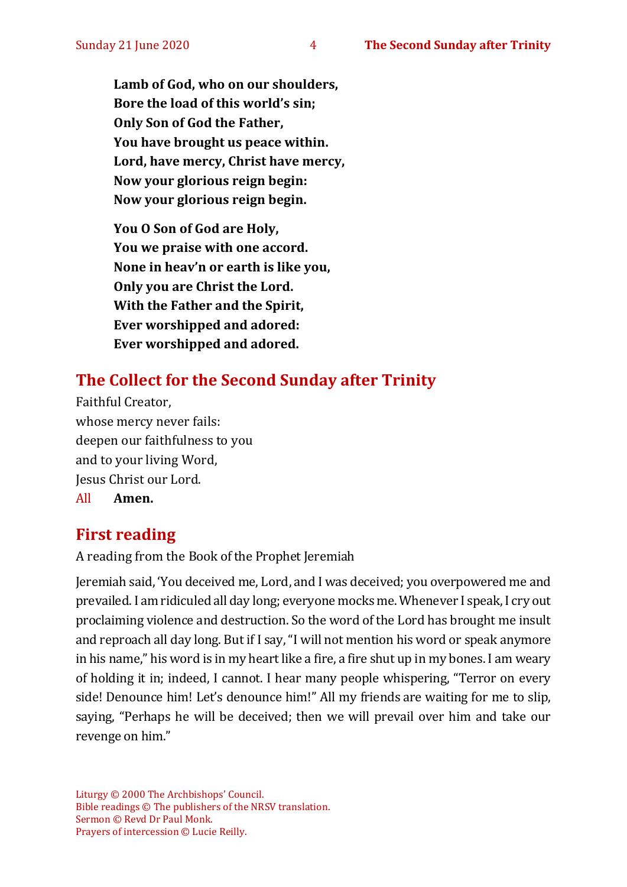**Lamb of God, who on our shoulders,**
**Bore the load of this world's sin;**
**Only Son of God the Father,**
**You have brought us peace within.**
**Lord, have mercy, Christ have mercy,**
**Now your glorious reign begin:**
**Now your glorious reign begin.**

**You O Son of God are Holy,**
**You we praise with one accord.**
**None in heav'n or earth is like you,**
**Only you are Christ the Lord.**
**With the Father and the Spirit,**
**Ever worshipped and adored:**
**Ever worshipped and adored.**

## The Collect for the Second Sunday after Trinity

Faithful Creator,
whose mercy never fails:
deepen our faithfulness to you
and to your living Word,
Jesus Christ our Lord.
All **Amen.**

## First reading

A reading from the Book of the Prophet Jeremiah

Jeremiah said, 'You deceived me, Lord, and I was deceived; you overpowered me and prevailed. I am ridiculed all day long; everyone mocks me. Whenever I speak, I cry out proclaiming violence and destruction. So the word of the Lord has brought me insult and reproach all day long. But if I say, "I will not mention his word or speak anymore in his name," his word is in my heart like a fire, a fire shut up in my bones. I am weary of holding it in; indeed, I cannot. I hear many people whispering, "Terror on every side! Denounce him! Let's denounce him!" All my friends are waiting for me to slip, saying, "Perhaps he will be deceived; then we will prevail over him and take our revenge on him."

Liturgy © 2000 The Archbishops' Council.
Bible readings © The publishers of the NRSV translation.
Sermon © Revd Dr Paul Monk.
Prayers of intercession © Lucie Reilly.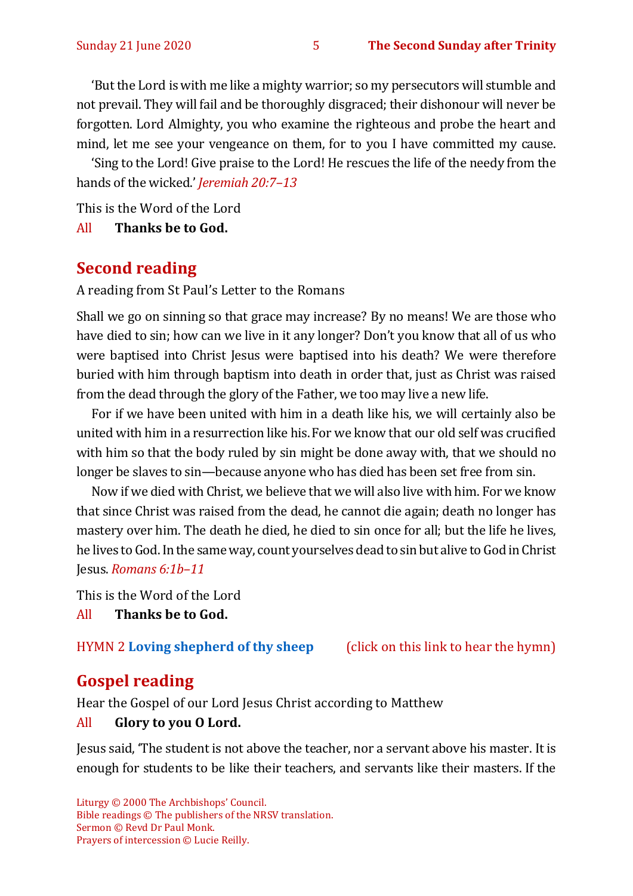'But the Lord is with me like a mighty warrior; so my persecutors will stumble and not prevail. They will fail and be thoroughly disgraced; their dishonour will never be forgotten. Lord Almighty, you who examine the righteous and probe the heart and mind, let me see your vengeance on them, for to you I have committed my cause.

'Sing to the Lord! Give praise to the Lord! He rescues the life of the needy from the hands of the wicked.' *Jeremiah 20:7–13*

This is the Word of the Lord

All **Thanks be to God.**

## Second reading

A reading from St Paul's Letter to the Romans

Shall we go on sinning so that grace may increase? By no means! We are those who have died to sin; how can we live in it any longer? Don't you know that all of us who were baptised into Christ Jesus were baptised into his death? We were therefore buried with him through baptism into death in order that, just as Christ was raised from the dead through the glory of the Father, we too may live a new life.

For if we have been united with him in a death like his, we will certainly also be united with him in a resurrection like his. For we know that our old self was crucified with him so that the body ruled by sin might be done away with, that we should no longer be slaves to sin—because anyone who has died has been set free from sin.

Now if we died with Christ, we believe that we will also live with him. For we know that since Christ was raised from the dead, he cannot die again; death no longer has mastery over him. The death he died, he died to sin once for all; but the life he lives, he lives to God. In the same way, count yourselves dead to sin but alive to God in Christ Jesus. *Romans 6:1b–11*

This is the Word of the Lord

All **Thanks be to God.**

HYMN 2 **Loving shepherd of thy sheep** (click on this link to hear the hymn)

## Gospel reading

Hear the Gospel of our Lord Jesus Christ according to Matthew

All **Glory to you O Lord.**

Jesus said, 'The student is not above the teacher, nor a servant above his master. It is enough for students to be like their teachers, and servants like their masters. If the

Liturgy © 2000 The Archbishops' Council.
Bible readings © The publishers of the NRSV translation.
Sermon © Revd Dr Paul Monk.
Prayers of intercession © Lucie Reilly.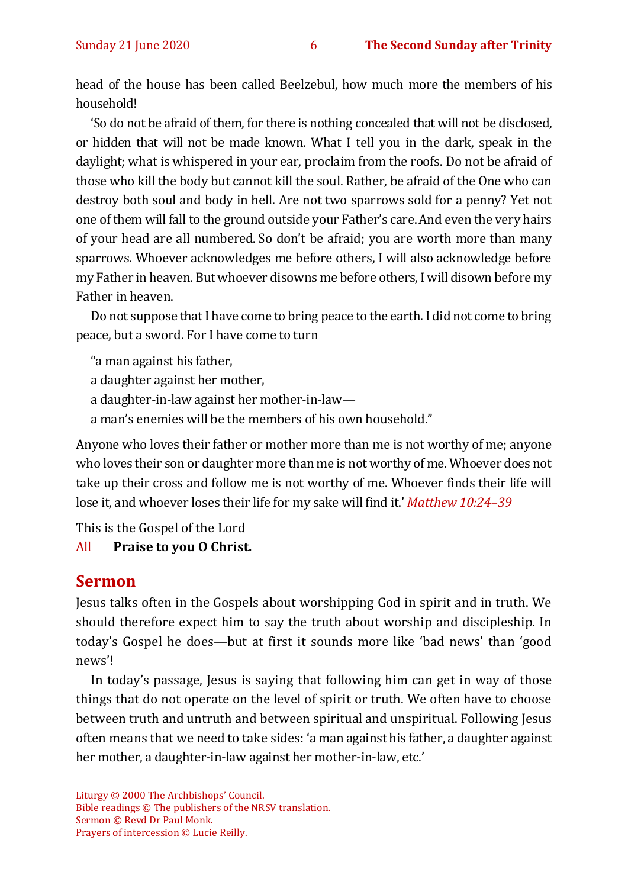head of the house has been called Beelzebul, how much more the members of his household!

'So do not be afraid of them, for there is nothing concealed that will not be disclosed, or hidden that will not be made known. What I tell you in the dark, speak in the daylight; what is whispered in your ear, proclaim from the roofs. Do not be afraid of those who kill the body but cannot kill the soul. Rather, be afraid of the One who can destroy both soul and body in hell. Are not two sparrows sold for a penny? Yet not one of them will fall to the ground outside your Father's care. And even the very hairs of your head are all numbered. So don't be afraid; you are worth more than many sparrows. Whoever acknowledges me before others, I will also acknowledge before my Father in heaven. But whoever disowns me before others, I will disown before my Father in heaven.

Do not suppose that I have come to bring peace to the earth. I did not come to bring peace, but a sword. For I have come to turn

"a man against his father,
a daughter against her mother,
a daughter-in-law against her mother-in-law—
a man's enemies will be the members of his own household."

Anyone who loves their father or mother more than me is not worthy of me; anyone who loves their son or daughter more than me is not worthy of me. Whoever does not take up their cross and follow me is not worthy of me. Whoever finds their life will lose it, and whoever loses their life for my sake will find it.' *Matthew 10:24–39*

This is the Gospel of the Lord
All **Praise to you O Christ.**

## Sermon

Jesus talks often in the Gospels about worshipping God in spirit and in truth. We should therefore expect him to say the truth about worship and discipleship. In today's Gospel he does—but at first it sounds more like 'bad news' than 'good news'!

In today's passage, Jesus is saying that following him can get in way of those things that do not operate on the level of spirit or truth. We often have to choose between truth and untruth and between spiritual and unspiritual. Following Jesus often means that we need to take sides: 'a man against his father, a daughter against her mother, a daughter-in-law against her mother-in-law, etc.'

Liturgy © 2000 The Archbishops' Council.
Bible readings © The publishers of the NRSV translation.
Sermon © Revd Dr Paul Monk.
Prayers of intercession © Lucie Reilly.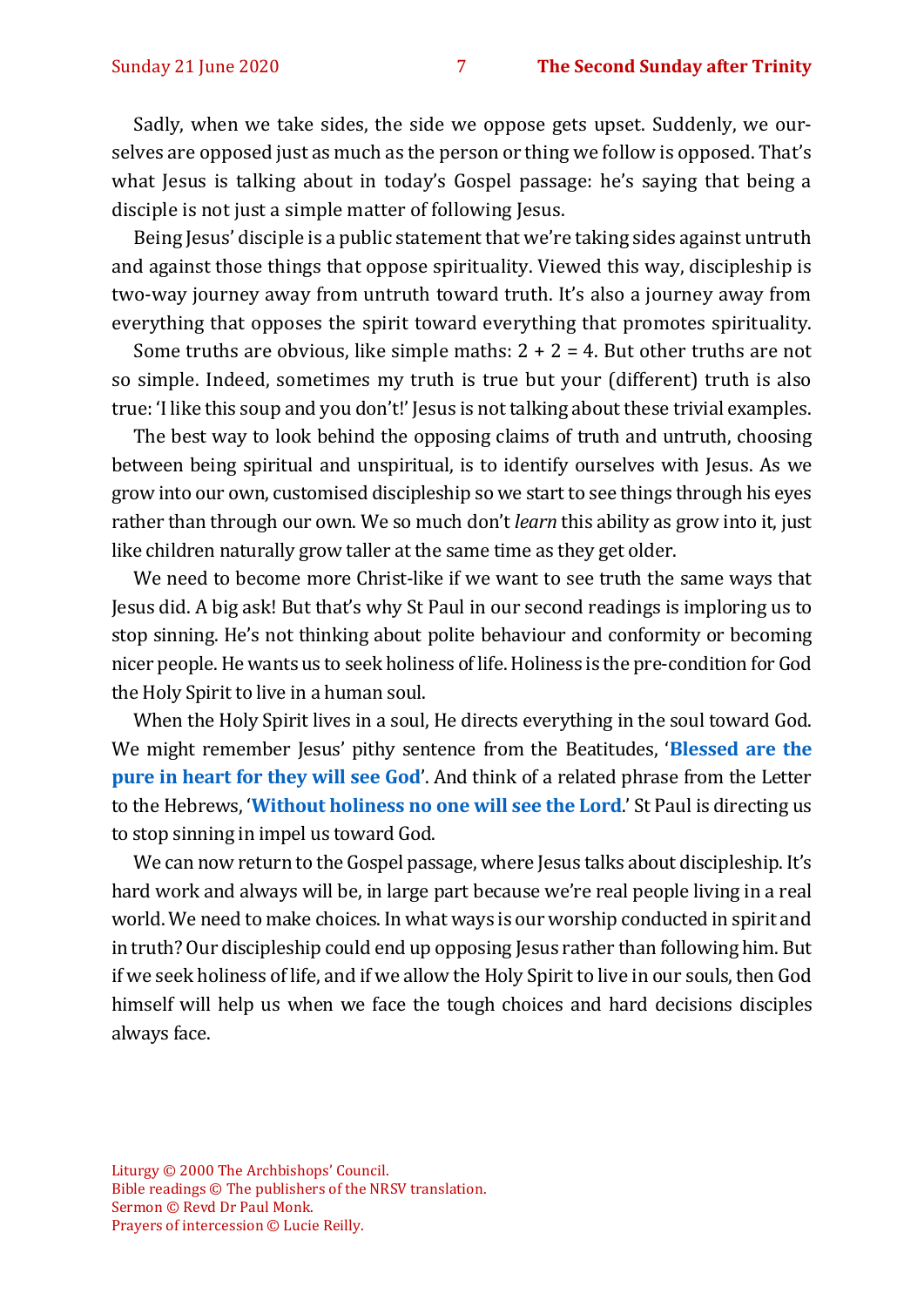Sadly, when we take sides, the side we oppose gets upset. Suddenly, we ourselves are opposed just as much as the person or thing we follow is opposed. That's what Jesus is talking about in today's Gospel passage: he's saying that being a disciple is not just a simple matter of following Jesus.

Being Jesus' disciple is a public statement that we're taking sides against untruth and against those things that oppose spirituality. Viewed this way, discipleship is two-way journey away from untruth toward truth. It's also a journey away from everything that opposes the spirit toward everything that promotes spirituality.

Some truths are obvious, like simple maths: 2 + 2 = 4. But other truths are not so simple. Indeed, sometimes my truth is true but your (different) truth is also true: 'I like this soup and you don't!' Jesus is not talking about these trivial examples.

The best way to look behind the opposing claims of truth and untruth, choosing between being spiritual and unspiritual, is to identify ourselves with Jesus. As we grow into our own, customised discipleship so we start to see things through his eyes rather than through our own. We so much don't *learn* this ability as grow into it, just like children naturally grow taller at the same time as they get older.

We need to become more Christ-like if we want to see truth the same ways that Jesus did. A big ask! But that's why St Paul in our second readings is imploring us to stop sinning. He's not thinking about polite behaviour and conformity or becoming nicer people. He wants us to seek holiness of life. Holiness is the pre-condition for God the Holy Spirit to live in a human soul.

When the Holy Spirit lives in a soul, He directs everything in the soul toward God. We might remember Jesus' pithy sentence from the Beatitudes, '**Blessed are the pure in heart for they will see God**'. And think of a related phrase from the Letter to the Hebrews, '**Without holiness no one will see the Lord**.' St Paul is directing us to stop sinning in impel us toward God.

We can now return to the Gospel passage, where Jesus talks about discipleship. It's hard work and always will be, in large part because we're real people living in a real world. We need to make choices. In what ways is our worship conducted in spirit and in truth? Our discipleship could end up opposing Jesus rather than following him. But if we seek holiness of life, and if we allow the Holy Spirit to live in our souls, then God himself will help us when we face the tough choices and hard decisions disciples always face.

Liturgy © 2000 The Archbishops' Council.
Bible readings © The publishers of the NRSV translation.
Sermon © Revd Dr Paul Monk.
Prayers of intercession © Lucie Reilly.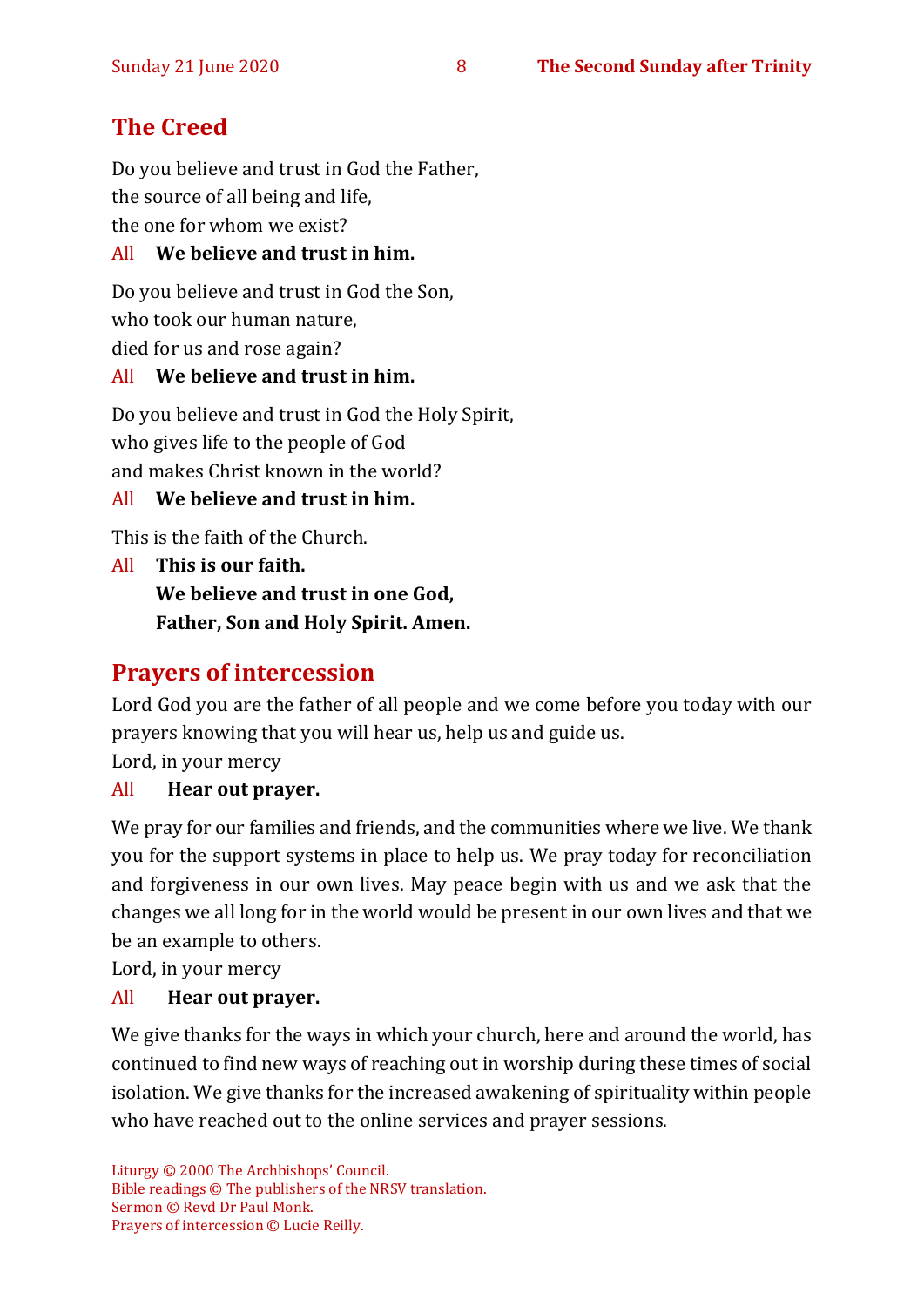## The Creed

Do you believe and trust in God the Father,
the source of all being and life,
the one for whom we exist?

All **We believe and trust in him.**

Do you believe and trust in God the Son,
who took our human nature,
died for us and rose again?

All **We believe and trust in him.**

Do you believe and trust in God the Holy Spirit,
who gives life to the people of God
and makes Christ known in the world?

All **We believe and trust in him.**

This is the faith of the Church.

All **This is our faith.**
**We believe and trust in one God,**
**Father, Son and Holy Spirit. Amen.**

## Prayers of intercession

Lord God you are the father of all people and we come before you today with our prayers knowing that you will hear us, help us and guide us.
Lord, in your mercy

All **Hear out prayer.**

We pray for our families and friends, and the communities where we live. We thank you for the support systems in place to help us. We pray today for reconciliation and forgiveness in our own lives. May peace begin with us and we ask that the changes we all long for in the world would be present in our own lives and that we be an example to others.
Lord, in your mercy

All **Hear out prayer.**

We give thanks for the ways in which your church, here and around the world, has continued to find new ways of reaching out in worship during these times of social isolation. We give thanks for the increased awakening of spirituality within people who have reached out to the online services and prayer sessions.

Liturgy © 2000 The Archbishops' Council.
Bible readings © The publishers of the NRSV translation.
Sermon © Revd Dr Paul Monk.
Prayers of intercession © Lucie Reilly.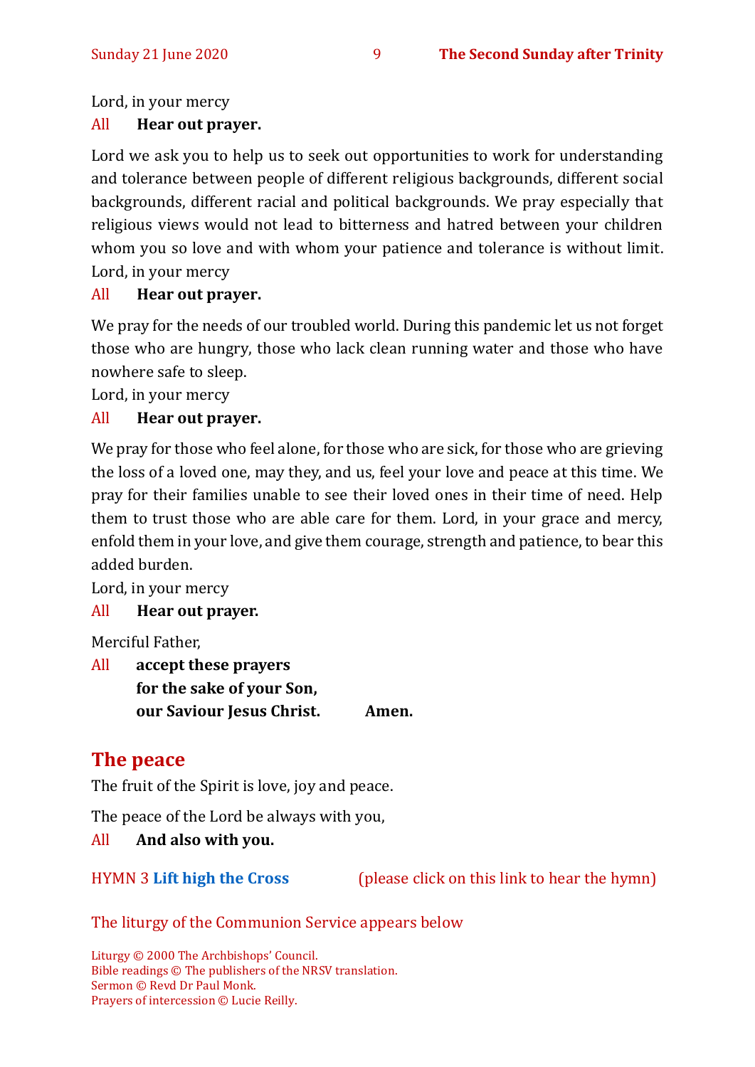Lord, in your mercy

All **Hear out prayer.**

Lord we ask you to help us to seek out opportunities to work for understanding and tolerance between people of different religious backgrounds, different social backgrounds, different racial and political backgrounds. We pray especially that religious views would not lead to bitterness and hatred between your children whom you so love and with whom your patience and tolerance is without limit. Lord, in your mercy

All **Hear out prayer.**

We pray for the needs of our troubled world. During this pandemic let us not forget those who are hungry, those who lack clean running water and those who have nowhere safe to sleep.

Lord, in your mercy

All **Hear out prayer.**

We pray for those who feel alone, for those who are sick, for those who are grieving the loss of a loved one, may they, and us, feel your love and peace at this time. We pray for their families unable to see their loved ones in their time of need. Help them to trust those who are able care for them. Lord, in your grace and mercy, enfold them in your love, and give them courage, strength and patience, to bear this added burden.

Lord, in your mercy

All **Hear out prayer.**

Merciful Father,

All **accept these prayers**
**for the sake of your Son,**
**our Saviour Jesus Christ. Amen.**

## The peace

The fruit of the Spirit is love, joy and peace.

The peace of the Lord be always with you,

All **And also with you.**

HYMN 3 **Lift high the Cross** (please click on this link to hear the hymn)

The liturgy of the Communion Service appears below

Liturgy © 2000 The Archbishops' Council.
Bible readings © The publishers of the NRSV translation.
Sermon © Revd Dr Paul Monk.
Prayers of intercession © Lucie Reilly.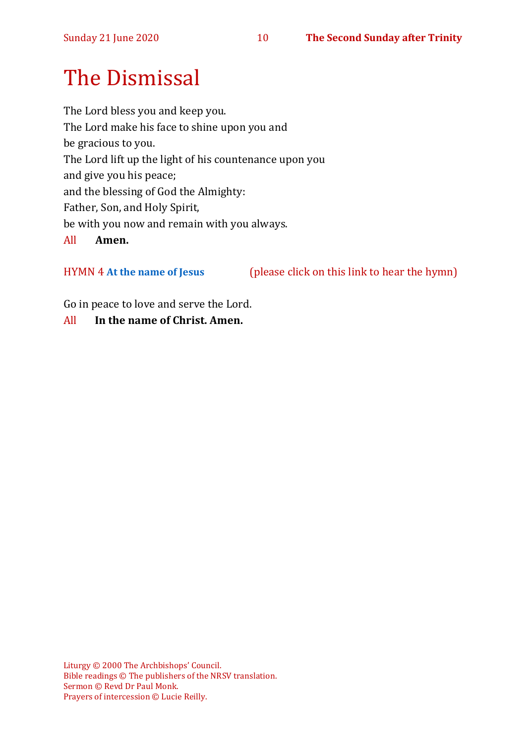# The Dismissal

The Lord bless you and keep you.
The Lord make his face to shine upon you and
be gracious to you.
The Lord lift up the light of his countenance upon you
and give you his peace;
and the blessing of God the Almighty:
Father, Son, and Holy Spirit,
be with you now and remain with you always.

All **Amen.**

HYMN 4 **At the name of Jesus** (please click on this link to hear the hymn)

Go in peace to love and serve the Lord.

All **In the name of Christ. Amen.**

Liturgy © 2000 The Archbishops' Council.
Bible readings © The publishers of the NRSV translation.
Sermon © Revd Dr Paul Monk.
Prayers of intercession © Lucie Reilly.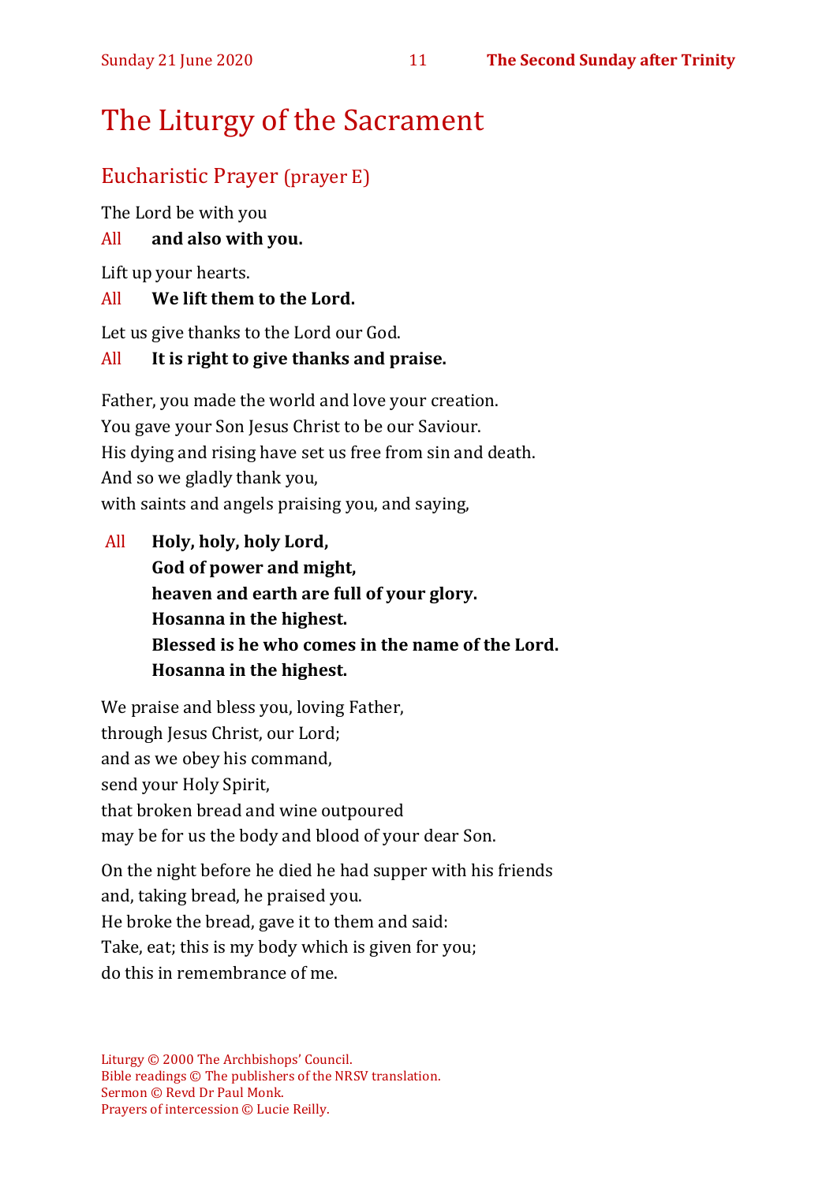# The Liturgy of the Sacrament

## Eucharistic Prayer (prayer E)

The Lord be with you

All **and also with you.**

Lift up your hearts.

All **We lift them to the Lord.**

Let us give thanks to the Lord our God.

All **It is right to give thanks and praise.**

Father, you made the world and love your creation.
You gave your Son Jesus Christ to be our Saviour.
His dying and rising have set us free from sin and death.
And so we gladly thank you,
with saints and angels praising you, and saying,

All **Holy, holy, holy Lord,**
**God of power and might,**
**heaven and earth are full of your glory.**
**Hosanna in the highest.**
**Blessed is he who comes in the name of the Lord.**
**Hosanna in the highest.**

We praise and bless you, loving Father,
through Jesus Christ, our Lord;
and as we obey his command,
send your Holy Spirit,
that broken bread and wine outpoured
may be for us the body and blood of your dear Son.

On the night before he died he had supper with his friends
and, taking bread, he praised you.
He broke the bread, gave it to them and said:
Take, eat; this is my body which is given for you;
do this in remembrance of me.

Liturgy © 2000 The Archbishops' Council.
Bible readings © The publishers of the NRSV translation.
Sermon © Revd Dr Paul Monk.
Prayers of intercession © Lucie Reilly.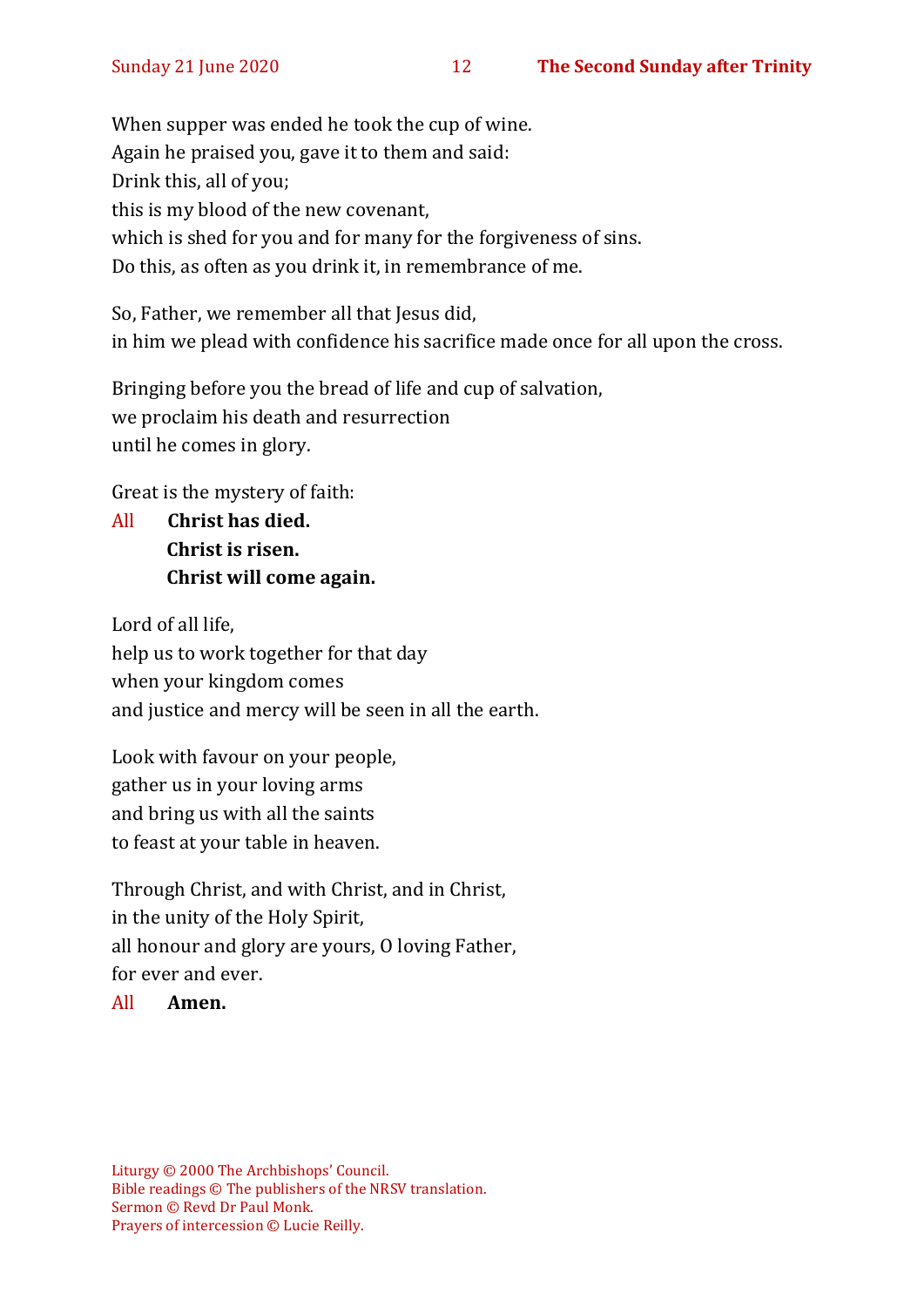When supper was ended he took the cup of wine.
Again he praised you, gave it to them and said:
Drink this, all of you;
this is my blood of the new covenant,
which is shed for you and for many for the forgiveness of sins.
Do this, as often as you drink it, in remembrance of me.

So, Father, we remember all that Jesus did,
in him we plead with confidence his sacrifice made once for all upon the cross.

Bringing before you the bread of life and cup of salvation,
we proclaim his death and resurrection
until he comes in glory.

Great is the mystery of faith:

All **Christ has died.**
**Christ is risen.**
**Christ will come again.**

Lord of all life,
help us to work together for that day
when your kingdom comes
and justice and mercy will be seen in all the earth.

Look with favour on your people,
gather us in your loving arms
and bring us with all the saints
to feast at your table in heaven.

Through Christ, and with Christ, and in Christ,
in the unity of the Holy Spirit,
all honour and glory are yours, O loving Father,
for ever and ever.

All **Amen.**

Liturgy © 2000 The Archbishops' Council.
Bible readings © The publishers of the NRSV translation.
Sermon © Revd Dr Paul Monk.
Prayers of intercession © Lucie Reilly.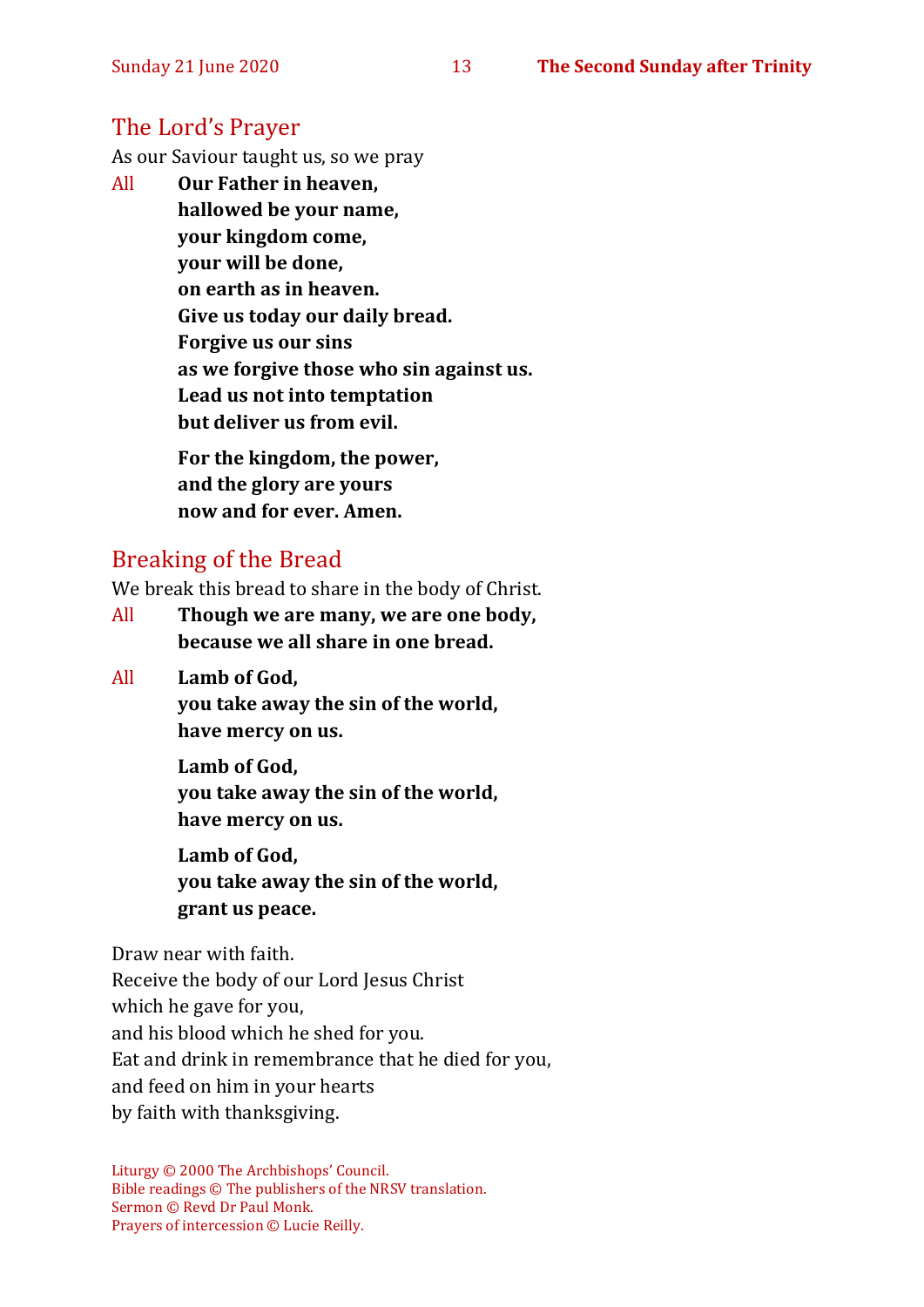## The Lord's Prayer

As our Saviour taught us, so we pray

All **Our Father in heaven,**
**hallowed be your name,**
**your kingdom come,**
**your will be done,**
**on earth as in heaven.**
**Give us today our daily bread.**
**Forgive us our sins**
**as we forgive those who sin against us.**
**Lead us not into temptation**
**but deliver us from evil.**

**For the kingdom, the power,**
**and the glory are yours**
**now and for ever. Amen.**

## Breaking of the Bread

We break this bread to share in the body of Christ.

All **Though we are many, we are one body,**
**because we all share in one bread.**

All **Lamb of God,**
**you take away the sin of the world,**
**have mercy on us.**

**Lamb of God,**
**you take away the sin of the world,**
**have mercy on us.**

**Lamb of God,**
**you take away the sin of the world,**
**grant us peace.**

Draw near with faith.
Receive the body of our Lord Jesus Christ
which he gave for you,
and his blood which he shed for you.
Eat and drink in remembrance that he died for you,
and feed on him in your hearts
by faith with thanksgiving.

Liturgy © 2000 The Archbishops' Council.
Bible readings © The publishers of the NRSV translation.
Sermon © Revd Dr Paul Monk.
Prayers of intercession © Lucie Reilly.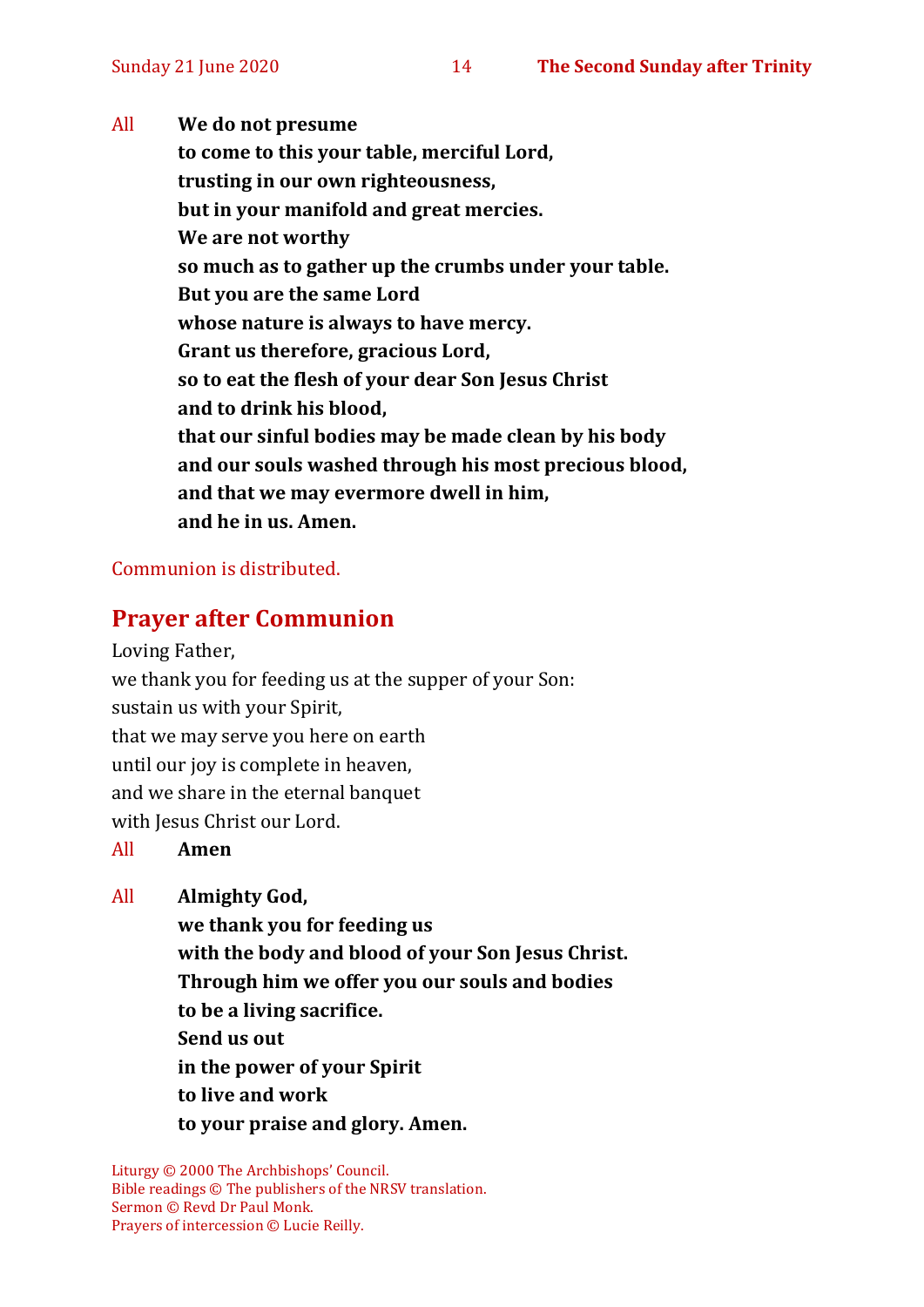All **We do not presume**
**to come to this your table, merciful Lord,**
**trusting in our own righteousness,**
**but in your manifold and great mercies.**
**We are not worthy**
**so much as to gather up the crumbs under your table.**
**But you are the same Lord**
**whose nature is always to have mercy.**
**Grant us therefore, gracious Lord,**
**so to eat the flesh of your dear Son Jesus Christ**
**and to drink his blood,**
**that our sinful bodies may be made clean by his body**
**and our souls washed through his most precious blood,**
**and that we may evermore dwell in him,**
**and he in us. Amen.**

Communion is distributed.

## Prayer after Communion

Loving Father,
we thank you for feeding us at the supper of your Son:
sustain us with your Spirit,
that we may serve you here on earth
until our joy is complete in heaven,
and we share in the eternal banquet
with Jesus Christ our Lord.

All **Amen**

All **Almighty God,**
**we thank you for feeding us**
**with the body and blood of your Son Jesus Christ.**
**Through him we offer you our souls and bodies**
**to be a living sacrifice.**
**Send us out**
**in the power of your Spirit**
**to live and work**
**to your praise and glory. Amen.**

Liturgy © 2000 The Archbishops' Council.
Bible readings © The publishers of the NRSV translation.
Sermon © Revd Dr Paul Monk.
Prayers of intercession © Lucie Reilly.